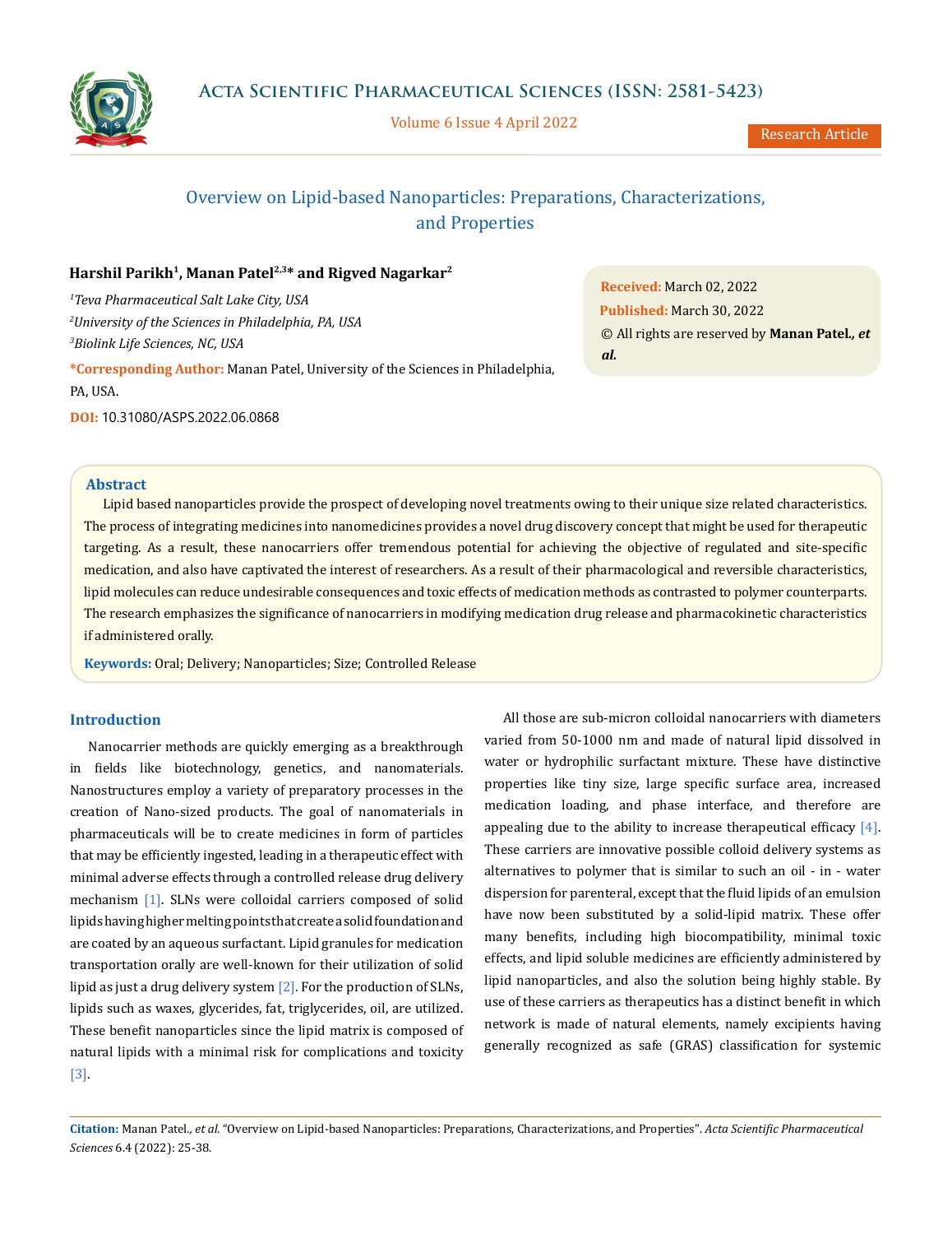# Overview on Lipid-based Nanoparticles: Preparations, Characterizations, and Properties

**Harshil Parikh[1], Manan Patel[2,3]\* and Rigved Nagarkar[2]**

[1]*Teva Pharmaceutical Salt Lake City, USA*

[2]*University of the Sciences in Philadelphia, PA, USA*

[3]*Biolink Life Sciences, NC, USA*

**\*Corresponding Author:** Manan Patel, University of the Sciences in Philadelphia, PA, USA.

**DOI:** 10.31080/ASPS.2022.06.0868

**Received:** March 02, 2022
**Published:** March 30, 2022
© All rights are reserved by **Manan Patel., *et al.***

## Abstract

Lipid based nanoparticles provide the prospect of developing novel treatments owing to their unique size related characteristics. The process of integrating medicines into nanomedicines provides a novel drug discovery concept that might be used for therapeutic targeting. As a result, these nanocarriers offer tremendous potential for achieving the objective of regulated and site-specific medication, and also have captivated the interest of researchers. As a result of their pharmacological and reversible characteristics, lipid molecules can reduce undesirable consequences and toxic effects of medication methods as contrasted to polymer counterparts. The research emphasizes the significance of nanocarriers in modifying medication drug release and pharmacokinetic characteristics if administered orally.

**Keywords:** Oral; Delivery; Nanoparticles; Size; Controlled Release

## Introduction

Nanocarrier methods are quickly emerging as a breakthrough in fields like biotechnology, genetics, and nanomaterials. Nanostructures employ a variety of preparatory processes in the creation of Nano-sized products. The goal of nanomaterials in pharmaceuticals will be to create medicines in form of particles that may be efficiently ingested, leading in a therapeutic effect with minimal adverse effects through a controlled release drug delivery mechanism [1]. SLNs were colloidal carriers composed of solid lipids having higher melting points that create a solid foundation and are coated by an aqueous surfactant. Lipid granules for medication transportation orally are well-known for their utilization of solid lipid as just a drug delivery system [2]. For the production of SLNs, lipids such as waxes, glycerides, fat, triglycerides, oil, are utilized. These benefit nanoparticles since the lipid matrix is composed of natural lipids with a minimal risk for complications and toxicity [3].

All those are sub-micron colloidal nanocarriers with diameters varied from 50-1000 nm and made of natural lipid dissolved in water or hydrophilic surfactant mixture. These have distinctive properties like tiny size, large specific surface area, increased medication loading, and phase interface, and therefore are appealing due to the ability to increase therapeutical efficacy [4]. These carriers are innovative possible colloid delivery systems as alternatives to polymer that is similar to such an oil - in - water dispersion for parenteral, except that the fluid lipids of an emulsion have now been substituted by a solid-lipid matrix. These offer many benefits, including high biocompatibility, minimal toxic effects, and lipid soluble medicines are efficiently administered by lipid nanoparticles, and also the solution being highly stable. By use of these carriers as therapeutics has a distinct benefit in which network is made of natural elements, namely excipients having generally recognized as safe (GRAS) classification for systemic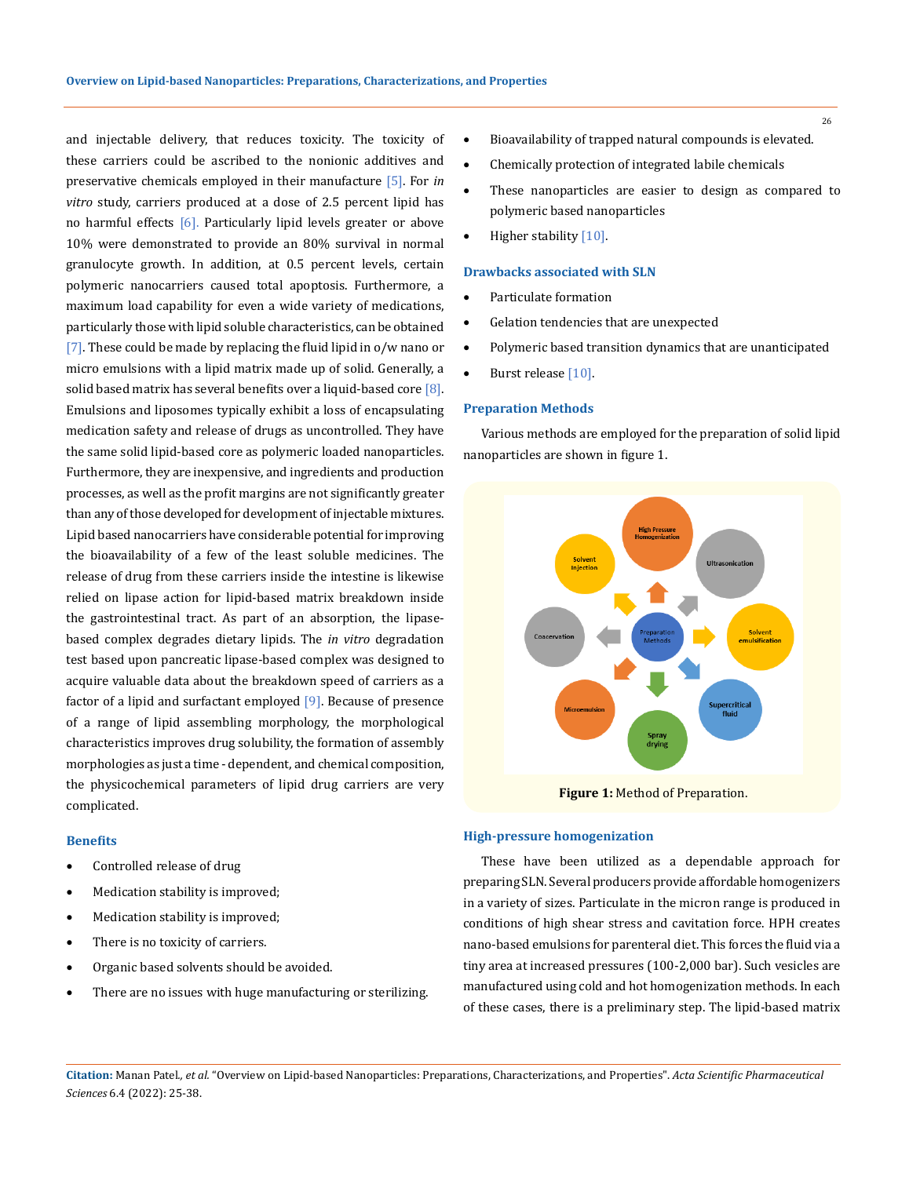and injectable delivery, that reduces toxicity. The toxicity of these carriers could be ascribed to the nonionic additives and preservative chemicals employed in their manufacture [5]. For *in vitro* study, carriers produced at a dose of 2.5 percent lipid has no harmful effects [6]. Particularly lipid levels greater or above 10% were demonstrated to provide an 80% survival in normal granulocyte growth. In addition, at 0.5 percent levels, certain polymeric nanocarriers caused total apoptosis. Furthermore, a maximum load capability for even a wide variety of medications, particularly those with lipid soluble characteristics, can be obtained [7]. These could be made by replacing the fluid lipid in o/w nano or micro emulsions with a lipid matrix made up of solid. Generally, a solid based matrix has several benefits over a liquid-based core [8]. Emulsions and liposomes typically exhibit a loss of encapsulating medication safety and release of drugs as uncontrolled. They have the same solid lipid-based core as polymeric loaded nanoparticles. Furthermore, they are inexpensive, and ingredients and production processes, as well as the profit margins are not significantly greater than any of those developed for development of injectable mixtures. Lipid based nanocarriers have considerable potential for improving the bioavailability of a few of the least soluble medicines. The release of drug from these carriers inside the intestine is likewise relied on lipase action for lipid-based matrix breakdown inside the gastrointestinal tract. As part of an absorption, the lipase-based complex degrades dietary lipids. The *in vitro* degradation test based upon pancreatic lipase-based complex was designed to acquire valuable data about the breakdown speed of carriers as a factor of a lipid and surfactant employed [9]. Because of presence of a range of lipid assembling morphology, the morphological characteristics improves drug solubility, the formation of assembly morphologies as just a time - dependent, and chemical composition, the physicochemical parameters of lipid drug carriers are very complicated.

### Benefits

- Controlled release of drug
- Medication stability is improved;
- Medication stability is improved;
- There is no toxicity of carriers.
- Organic based solvents should be avoided.
- There are no issues with huge manufacturing or sterilizing.
- Bioavailability of trapped natural compounds is elevated.
- Chemically protection of integrated labile chemicals
- These nanoparticles are easier to design as compared to polymeric based nanoparticles
- Higher stability [10].

### Drawbacks associated with SLN

- Particulate formation
- Gelation tendencies that are unexpected
- Polymeric based transition dynamics that are unanticipated
- Burst release [10].

### Preparation Methods

Various methods are employed for the preparation of solid lipid nanoparticles are shown in figure 1.

**Figure 1:** Method of Preparation.

### High-pressure homogenization

These have been utilized as a dependable approach for preparing SLN. Several producers provide affordable homogenizers in a variety of sizes. Particulate in the micron range is produced in conditions of high shear stress and cavitation force. HPH creates nano-based emulsions for parenteral diet. This forces the fluid via a tiny area at increased pressures (100-2,000 bar). Such vesicles are manufactured using cold and hot homogenization methods. In each of these cases, there is a preliminary step. The lipid-based matrix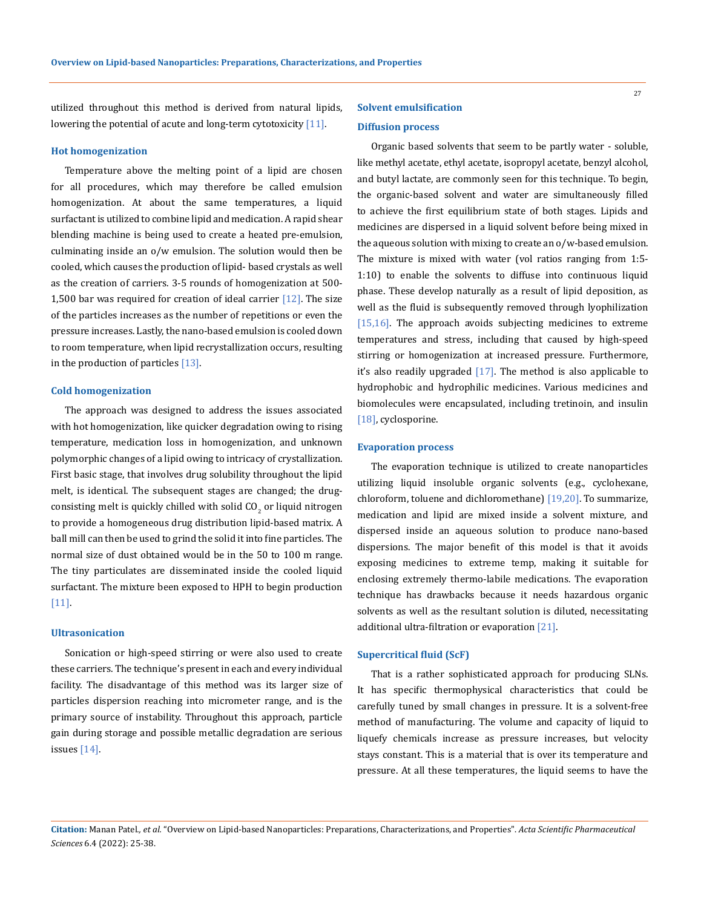utilized throughout this method is derived from natural lipids, lowering the potential of acute and long-term cytotoxicity [11].

### Hot homogenization

Temperature above the melting point of a lipid are chosen for all procedures, which may therefore be called emulsion homogenization. At about the same temperatures, a liquid surfactant is utilized to combine lipid and medication. A rapid shear blending machine is being used to create a heated pre-emulsion, culminating inside an o/w emulsion. The solution would then be cooled, which causes the production of lipid- based crystals as well as the creation of carriers. 3-5 rounds of homogenization at 500-1,500 bar was required for creation of ideal carrier [12]. The size of the particles increases as the number of repetitions or even the pressure increases. Lastly, the nano-based emulsion is cooled down to room temperature, when lipid recrystallization occurs, resulting in the production of particles [13].

### Cold homogenization

The approach was designed to address the issues associated with hot homogenization, like quicker degradation owing to rising temperature, medication loss in homogenization, and unknown polymorphic changes of a lipid owing to intricacy of crystallization. First basic stage, that involves drug solubility throughout the lipid melt, is identical. The subsequent stages are changed; the drug-consisting melt is quickly chilled with solid $CO_2$ or liquid nitrogen to provide a homogeneous drug distribution lipid-based matrix. A ball mill can then be used to grind the solid it into fine particles. The normal size of dust obtained would be in the 50 to 100 m range. The tiny particulates are disseminated inside the cooled liquid surfactant. The mixture been exposed to HPH to begin production [11].

### Ultrasonication

Sonication or high-speed stirring or were also used to create these carriers. The technique's present in each and every individual facility. The disadvantage of this method was its larger size of particles dispersion reaching into micrometer range, and is the primary source of instability. Throughout this approach, particle gain during storage and possible metallic degradation are serious issues [14].

### Solvent emulsification

### Diffusion process

Organic based solvents that seem to be partly water - soluble, like methyl acetate, ethyl acetate, isopropyl acetate, benzyl alcohol, and butyl lactate, are commonly seen for this technique. To begin, the organic-based solvent and water are simultaneously filled to achieve the first equilibrium state of both stages. Lipids and medicines are dispersed in a liquid solvent before being mixed in the aqueous solution with mixing to create an o/w-based emulsion. The mixture is mixed with water (vol ratios ranging from 1:5-1:10) to enable the solvents to diffuse into continuous liquid phase. These develop naturally as a result of lipid deposition, as well as the fluid is subsequently removed through lyophilization [15,16]. The approach avoids subjecting medicines to extreme temperatures and stress, including that caused by high-speed stirring or homogenization at increased pressure. Furthermore, it's also readily upgraded [17]. The method is also applicable to hydrophobic and hydrophilic medicines. Various medicines and biomolecules were encapsulated, including tretinoin, and insulin [18], cyclosporine.

### Evaporation process

The evaporation technique is utilized to create nanoparticles utilizing liquid insoluble organic solvents (e.g., cyclohexane, chloroform, toluene and dichloromethane) [19,20]. To summarize, medication and lipid are mixed inside a solvent mixture, and dispersed inside an aqueous solution to produce nano-based dispersions. The major benefit of this model is that it avoids exposing medicines to extreme temp, making it suitable for enclosing extremely thermo-labile medications. The evaporation technique has drawbacks because it needs hazardous organic solvents as well as the resultant solution is diluted, necessitating additional ultra-filtration or evaporation [21].

### Supercritical fluid (ScF)

That is a rather sophisticated approach for producing SLNs. It has specific thermophysical characteristics that could be carefully tuned by small changes in pressure. It is a solvent-free method of manufacturing. The volume and capacity of liquid to liquefy chemicals increase as pressure increases, but velocity stays constant. This is a material that is over its temperature and pressure. At all these temperatures, the liquid seems to have the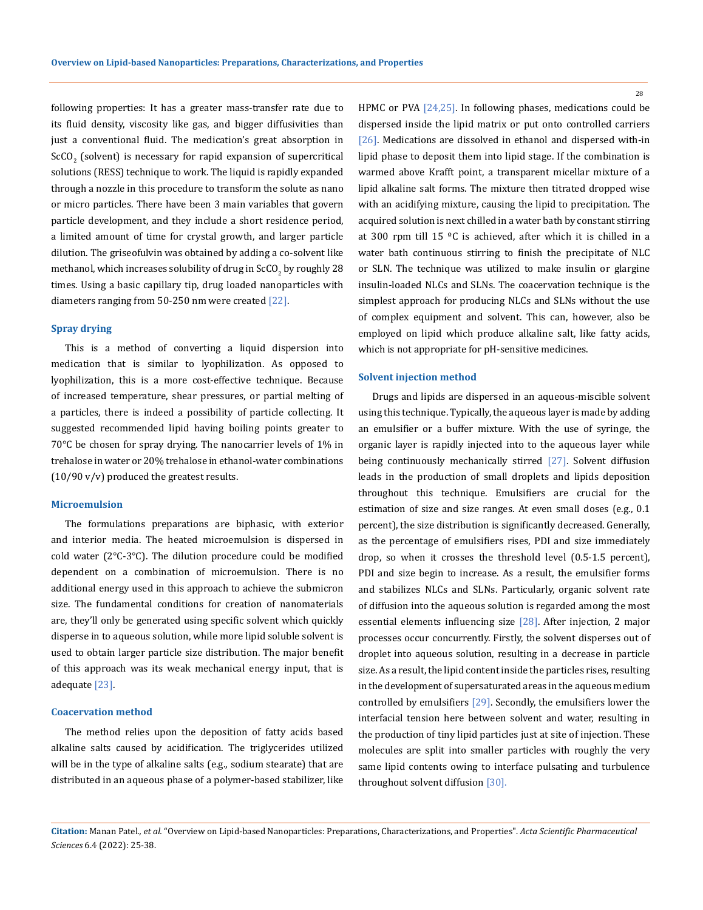following properties: It has a greater mass-transfer rate due to its fluid density, viscosity like gas, and bigger diffusivities than just a conventional fluid. The medication's great absorption in $ScCO_2$ (solvent) is necessary for rapid expansion of supercritical solutions (RESS) technique to work. The liquid is rapidly expanded through a nozzle in this procedure to transform the solute as nano or micro particles. There have been 3 main variables that govern particle development, and they include a short residence period, a limited amount of time for crystal growth, and larger particle dilution. The griseofulvin was obtained by adding a co-solvent like methanol, which increases solubility of drug in $ScCO_2$ by roughly 28 times. Using a basic capillary tip, drug loaded nanoparticles with diameters ranging from 50-250 nm were created [22].

### Spray drying

This is a method of converting a liquid dispersion into medication that is similar to lyophilization. As opposed to lyophilization, this is a more cost-effective technique. Because of increased temperature, shear pressures, or partial melting of a particles, there is indeed a possibility of particle collecting. It suggested recommended lipid having boiling points greater to 70°C be chosen for spray drying. The nanocarrier levels of 1% in trehalose in water or 20% trehalose in ethanol-water combinations (10/90 v/v) produced the greatest results.

### Microemulsion

The formulations preparations are biphasic, with exterior and interior media. The heated microemulsion is dispersed in cold water (2°C-3°C). The dilution procedure could be modified dependent on a combination of microemulsion. There is no additional energy used in this approach to achieve the submicron size. The fundamental conditions for creation of nanomaterials are, they'll only be generated using specific solvent which quickly disperse in to aqueous solution, while more lipid soluble solvent is used to obtain larger particle size distribution. The major benefit of this approach was its weak mechanical energy input, that is adequate [23].

### Coacervation method

The method relies upon the deposition of fatty acids based alkaline salts caused by acidification. The triglycerides utilized will be in the type of alkaline salts (e.g., sodium stearate) that are distributed in an aqueous phase of a polymer-based stabilizer, like HPMC or PVA [24,25]. In following phases, medications could be dispersed inside the lipid matrix or put onto controlled carriers [26]. Medications are dissolved in ethanol and dispersed with-in lipid phase to deposit them into lipid stage. If the combination is warmed above Krafft point, a transparent micellar mixture of a lipid alkaline salt forms. The mixture then titrated dropped wise with an acidifying mixture, causing the lipid to precipitation. The acquired solution is next chilled in a water bath by constant stirring at 300 rpm till 15 ºC is achieved, after which it is chilled in a water bath continuous stirring to finish the precipitate of NLC or SLN. The technique was utilized to make insulin or glargine insulin-loaded NLCs and SLNs. The coacervation technique is the simplest approach for producing NLCs and SLNs without the use of complex equipment and solvent. This can, however, also be employed on lipid which produce alkaline salt, like fatty acids, which is not appropriate for pH-sensitive medicines.

### Solvent injection method

Drugs and lipids are dispersed in an aqueous-miscible solvent using this technique. Typically, the aqueous layer is made by adding an emulsifier or a buffer mixture. With the use of syringe, the organic layer is rapidly injected into to the aqueous layer while being continuously mechanically stirred [27]. Solvent diffusion leads in the production of small droplets and lipids deposition throughout this technique. Emulsifiers are crucial for the estimation of size and size ranges. At even small doses (e.g., 0.1 percent), the size distribution is significantly decreased. Generally, as the percentage of emulsifiers rises, PDI and size immediately drop, so when it crosses the threshold level (0.5-1.5 percent), PDI and size begin to increase. As a result, the emulsifier forms and stabilizes NLCs and SLNs. Particularly, organic solvent rate of diffusion into the aqueous solution is regarded among the most essential elements influencing size [28]. After injection, 2 major processes occur concurrently. Firstly, the solvent disperses out of droplet into aqueous solution, resulting in a decrease in particle size. As a result, the lipid content inside the particles rises, resulting in the development of supersaturated areas in the aqueous medium controlled by emulsifiers [29]. Secondly, the emulsifiers lower the interfacial tension here between solvent and water, resulting in the production of tiny lipid particles just at site of injection. These molecules are split into smaller particles with roughly the very same lipid contents owing to interface pulsating and turbulence throughout solvent diffusion [30].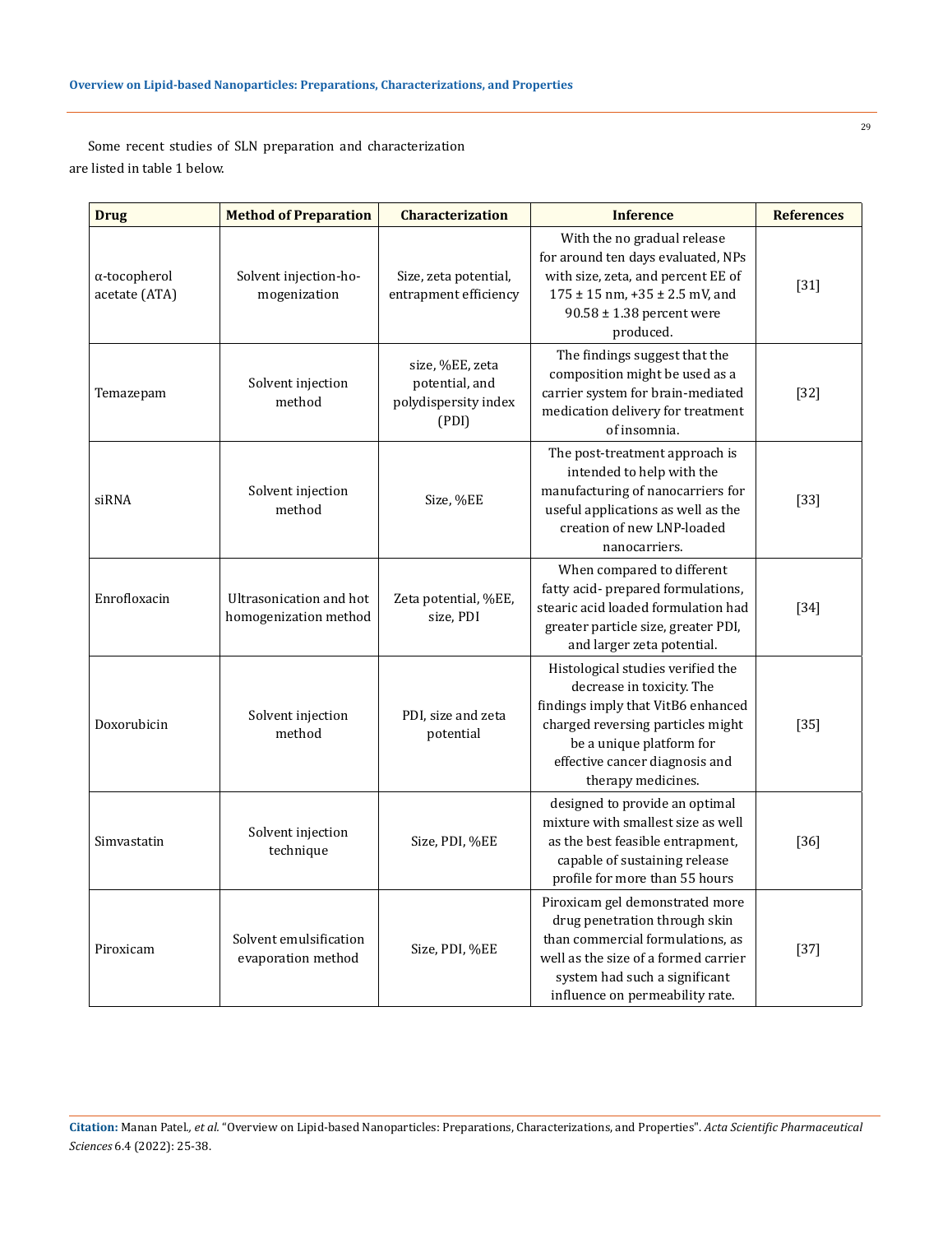Some recent studies of SLN preparation and characterization are listed in table 1 below.

| Drug | Method of Preparation | Characterization | Inference | References |
|---|---|---|---|---|
| α-tocopherol acetate (ATA) | Solvent injection-homogenization | Size, zeta potential, entrapment efficiency | With the no gradual release for around ten days evaluated, NPs with size, zeta, and percent EE of 175 ± 15 nm, +35 ± 2.5 mV, and 90.58 ± 1.38 percent were produced. | [31] |
| Temazepam | Solvent injection method | size, %EE, zeta potential, and polydispersity index (PDI) | The findings suggest that the composition might be used as a carrier system for brain-mediated medication delivery for treatment of insomnia. | [32] |
| siRNA | Solvent injection method | Size, %EE | The post-treatment approach is intended to help with the manufacturing of nanocarriers for useful applications as well as the creation of new LNP-loaded nanocarriers. | [33] |
| Enrofloxacin | Ultrasonication and hot homogenization method | Zeta potential, %EE, size, PDI | When compared to different fatty acid- prepared formulations, stearic acid loaded formulation had greater particle size, greater PDI, and larger zeta potential. | [34] |
| Doxorubicin | Solvent injection method | PDI, size and zeta potential | Histological studies verified the decrease in toxicity. The findings imply that VitB6 enhanced charged reversing particles might be a unique platform for effective cancer diagnosis and therapy medicines. | [35] |
| Simvastatin | Solvent injection technique | Size, PDI, %EE | designed to provide an optimal mixture with smallest size as well as the best feasible entrapment, capable of sustaining release profile for more than 55 hours | [36] |
| Piroxicam | Solvent emulsification evaporation method | Size, PDI, %EE | Piroxicam gel demonstrated more drug penetration through skin than commercial formulations, as well as the size of a formed carrier system had such a significant influence on permeability rate. | [37] |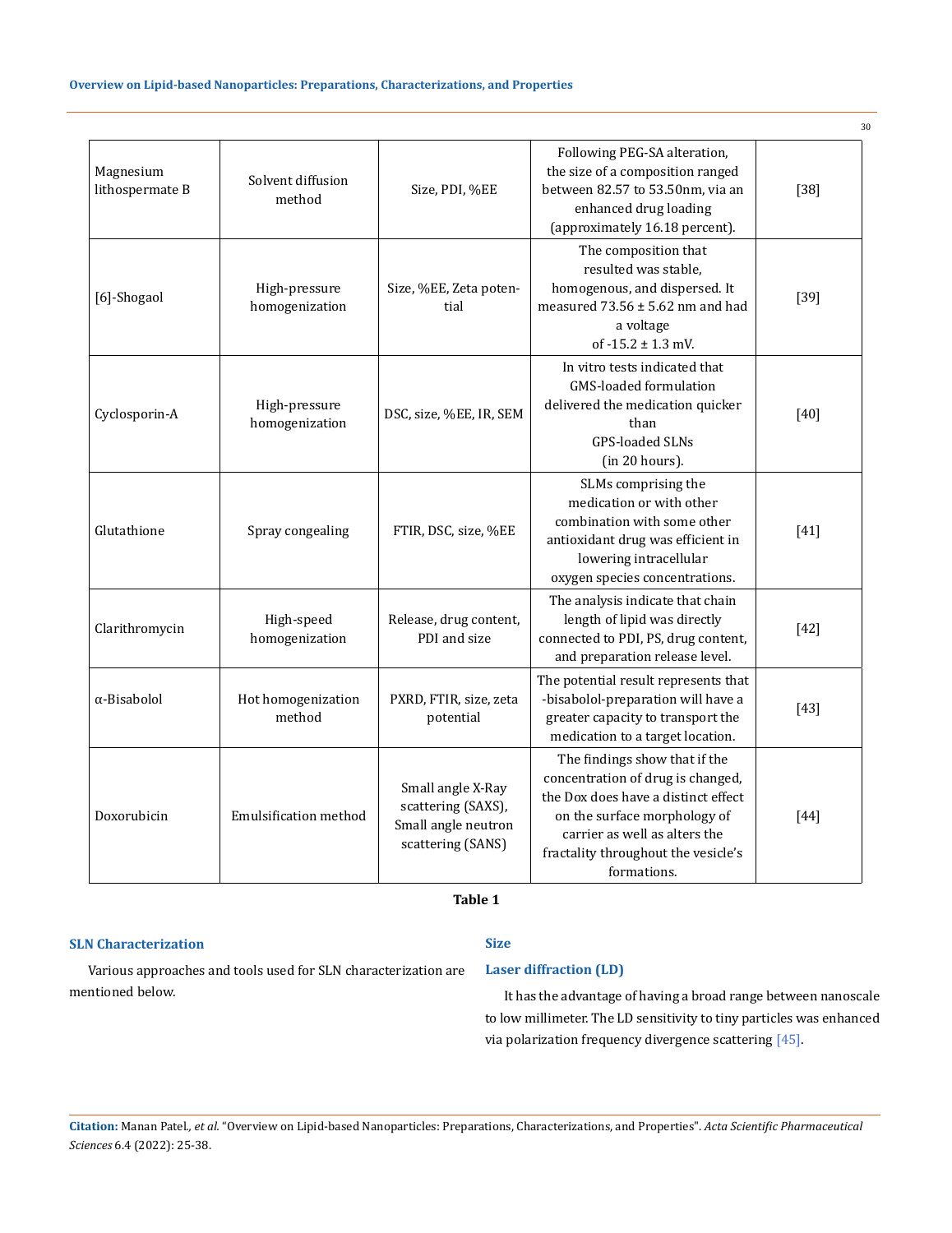| | | | | |
|---|---|---|---|---|
| Magnesium lithospermate B | Solvent diffusion method | Size, PDI, %EE | Following PEG-SA alteration, the size of a composition ranged between 82.57 to 53.50nm, via an enhanced drug loading (approximately 16.18 percent). | [38] |
| [6]-Shogaol | High-pressure homogenization | Size, %EE, Zeta potential | The composition that resulted was stable, homogenous, and dispersed. It measured 73.56 ± 5.62 nm and had a voltage of -15.2 ± 1.3 mV. | [39] |
| Cyclosporin-A | High-pressure homogenization | DSC, size, %EE, IR, SEM | In vitro tests indicated that GMS-loaded formulation delivered the medication quicker than GPS-loaded SLNs (in 20 hours). | [40] |
| Glutathione | Spray congealing | FTIR, DSC, size, %EE | SLMs comprising the medication or with other combination with some other antioxidant drug was efficient in lowering intracellular oxygen species concentrations. | [41] |
| Clarithromycin | High-speed homogenization | Release, drug content, PDI and size | The analysis indicate that chain length of lipid was directly connected to PDI, PS, drug content, and preparation release level. | [42] |
| α-Bisabolol | Hot homogenization method | PXRD, FTIR, size, zeta potential | The potential result represents that -bisabolol-preparation will have a greater capacity to transport the medication to a target location. | [43] |
| Doxorubicin | Emulsification method | Small angle X-Ray scattering (SAXS), Small angle neutron scattering (SANS) | The findings show that if the concentration of drug is changed, the Dox does have a distinct effect on the surface morphology of carrier as well as alters the fractality throughout the vesicle's formations. | [44] |

**Table 1**

## SLN Characterization

Various approaches and tools used for SLN characterization are mentioned below.

### Size

#### Laser diffraction (LD)

It has the advantage of having a broad range between nanoscale to low millimeter. The LD sensitivity to tiny particles was enhanced via polarization frequency divergence scattering [45].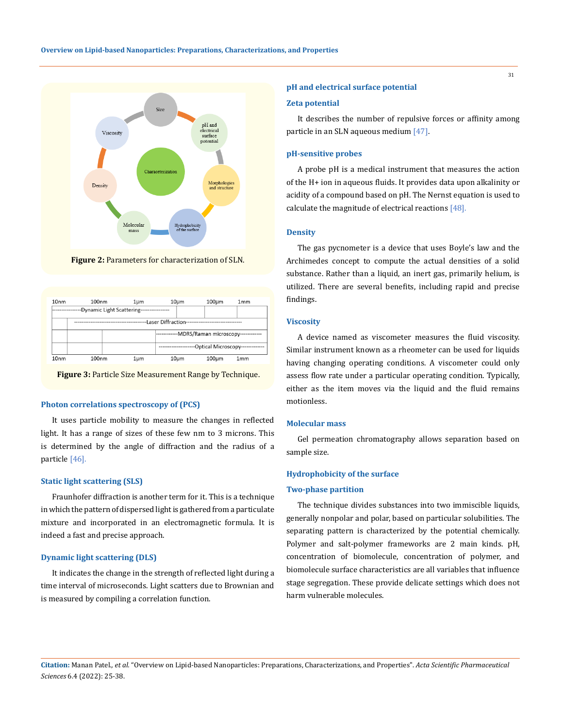Figure 2: Parameters for characterization of SLN.

Figure 3: Particle Size Measurement Range by Technique.

### Photon correlations spectroscopy of (PCS)

It uses particle mobility to measure the changes in reflected light. It has a range of sizes of these few nm to 3 microns. This is determined by the angle of diffraction and the radius of a particle [46].

### Static light scattering (SLS)

Fraunhofer diffraction is another term for it. This is a technique in which the pattern of dispersed light is gathered from a particulate mixture and incorporated in an electromagnetic formula. It is indeed a fast and precise approach.

### Dynamic light scattering (DLS)

It indicates the change in the strength of reflected light during a time interval of microseconds. Light scatters due to Brownian and is measured by compiling a correlation function.

### pH and electrical surface potential

#### Zeta potential

It describes the number of repulsive forces or affinity among particle in an SLN aqueous medium [47].

#### pH-sensitive probes

A probe pH is a medical instrument that measures the action of the H+ ion in aqueous fluids. It provides data upon alkalinity or acidity of a compound based on pH. The Nernst equation is used to calculate the magnitude of electrical reactions [48].

### Density

The gas pycnometer is a device that uses Boyle's law and the Archimedes concept to compute the actual densities of a solid substance. Rather than a liquid, an inert gas, primarily helium, is utilized. There are several benefits, including rapid and precise findings.

### Viscosity

A device named as viscometer measures the fluid viscosity. Similar instrument known as a rheometer can be used for liquids having changing operating conditions. A viscometer could only assess flow rate under a particular operating condition. Typically, either as the item moves via the liquid and the fluid remains motionless.

### Molecular mass

Gel permeation chromatography allows separation based on sample size.

### Hydrophobicity of the surface

#### Two-phase partition

The technique divides substances into two immiscible liquids, generally nonpolar and polar, based on particular solubilities. The separating pattern is characterized by the potential chemically. Polymer and salt-polymer frameworks are 2 main kinds. pH, concentration of biomolecule, concentration of polymer, and biomolecule surface characteristics are all variables that influence stage segregation. These provide delicate settings which does not harm vulnerable molecules.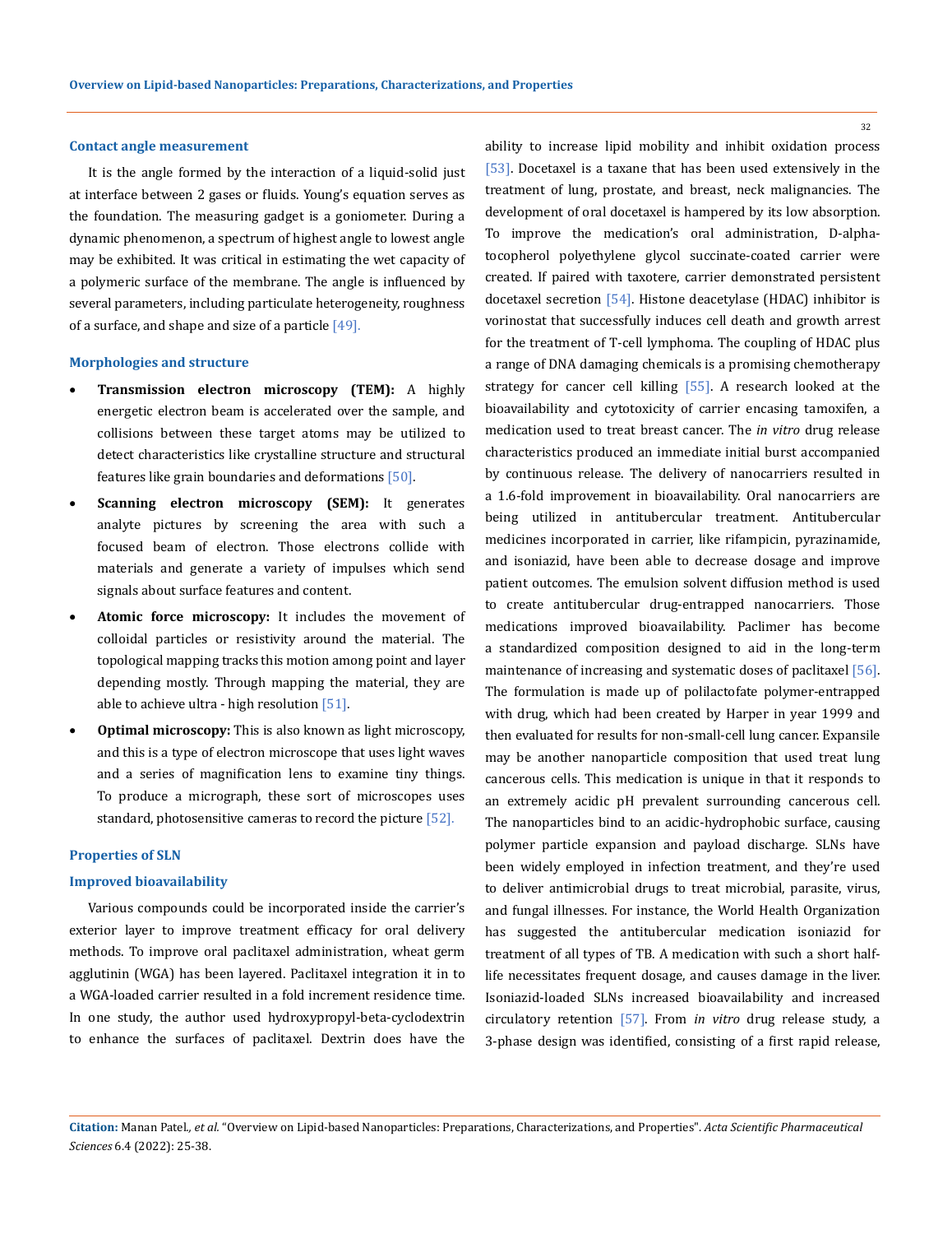### Contact angle measurement

It is the angle formed by the interaction of a liquid-solid just at interface between 2 gases or fluids. Young's equation serves as the foundation. The measuring gadget is a goniometer. During a dynamic phenomenon, a spectrum of highest angle to lowest angle may be exhibited. It was critical in estimating the wet capacity of a polymeric surface of the membrane. The angle is influenced by several parameters, including particulate heterogeneity, roughness of a surface, and shape and size of a particle [49].

### Morphologies and structure

- **Transmission electron microscopy (TEM):** A highly energetic electron beam is accelerated over the sample, and collisions between these target atoms may be utilized to detect characteristics like crystalline structure and structural features like grain boundaries and deformations [50].
- **Scanning electron microscopy (SEM):** It generates analyte pictures by screening the area with such a focused beam of electron. Those electrons collide with materials and generate a variety of impulses which send signals about surface features and content.
- **Atomic force microscopy:** It includes the movement of colloidal particles or resistivity around the material. The topological mapping tracks this motion among point and layer depending mostly. Through mapping the material, they are able to achieve ultra - high resolution [51].
- **Optimal microscopy:** This is also known as light microscopy, and this is a type of electron microscope that uses light waves and a series of magnification lens to examine tiny things. To produce a micrograph, these sort of microscopes uses standard, photosensitive cameras to record the picture [52].

### Properties of SLN

### Improved bioavailability

Various compounds could be incorporated inside the carrier's exterior layer to improve treatment efficacy for oral delivery methods. To improve oral paclitaxel administration, wheat germ agglutinin (WGA) has been layered. Paclitaxel integration it in to a WGA-loaded carrier resulted in a fold increment residence time. In one study, the author used hydroxypropyl-beta-cyclodextrin to enhance the surfaces of paclitaxel. Dextrin does have the ability to increase lipid mobility and inhibit oxidation process [53]. Docetaxel is a taxane that has been used extensively in the treatment of lung, prostate, and breast, neck malignancies. The development of oral docetaxel is hampered by its low absorption. To improve the medication's oral administration, D-alpha-tocopherol polyethylene glycol succinate-coated carrier were created. If paired with taxotere, carrier demonstrated persistent docetaxel secretion [54]. Histone deacetylase (HDAC) inhibitor is vorinostat that successfully induces cell death and growth arrest for the treatment of T-cell lymphoma. The coupling of HDAC plus a range of DNA damaging chemicals is a promising chemotherapy strategy for cancer cell killing [55]. A research looked at the bioavailability and cytotoxicity of carrier encasing tamoxifen, a medication used to treat breast cancer. The *in vitro* drug release characteristics produced an immediate initial burst accompanied by continuous release. The delivery of nanocarriers resulted in a 1.6-fold improvement in bioavailability. Oral nanocarriers are being utilized in antitubercular treatment. Antitubercular medicines incorporated in carrier, like rifampicin, pyrazinamide, and isoniazid, have been able to decrease dosage and improve patient outcomes. The emulsion solvent diffusion method is used to create antitubercular drug-entrapped nanocarriers. Those medications improved bioavailability. Paclimer has become a standardized composition designed to aid in the long-term maintenance of increasing and systematic doses of paclitaxel [56]. The formulation is made up of polilactofate polymer-entrapped with drug, which had been created by Harper in year 1999 and then evaluated for results for non-small-cell lung cancer. Expansile may be another nanoparticle composition that used treat lung cancerous cells. This medication is unique in that it responds to an extremely acidic pH prevalent surrounding cancerous cell. The nanoparticles bind to an acidic-hydrophobic surface, causing polymer particle expansion and payload discharge. SLNs have been widely employed in infection treatment, and they're used to deliver antimicrobial drugs to treat microbial, parasite, virus, and fungal illnesses. For instance, the World Health Organization has suggested the antitubercular medication isoniazid for treatment of all types of TB. A medication with such a short half-life necessitates frequent dosage, and causes damage in the liver. Isoniazid-loaded SLNs increased bioavailability and increased circulatory retention [57]. From *in vitro* drug release study, a 3-phase design was identified, consisting of a first rapid release,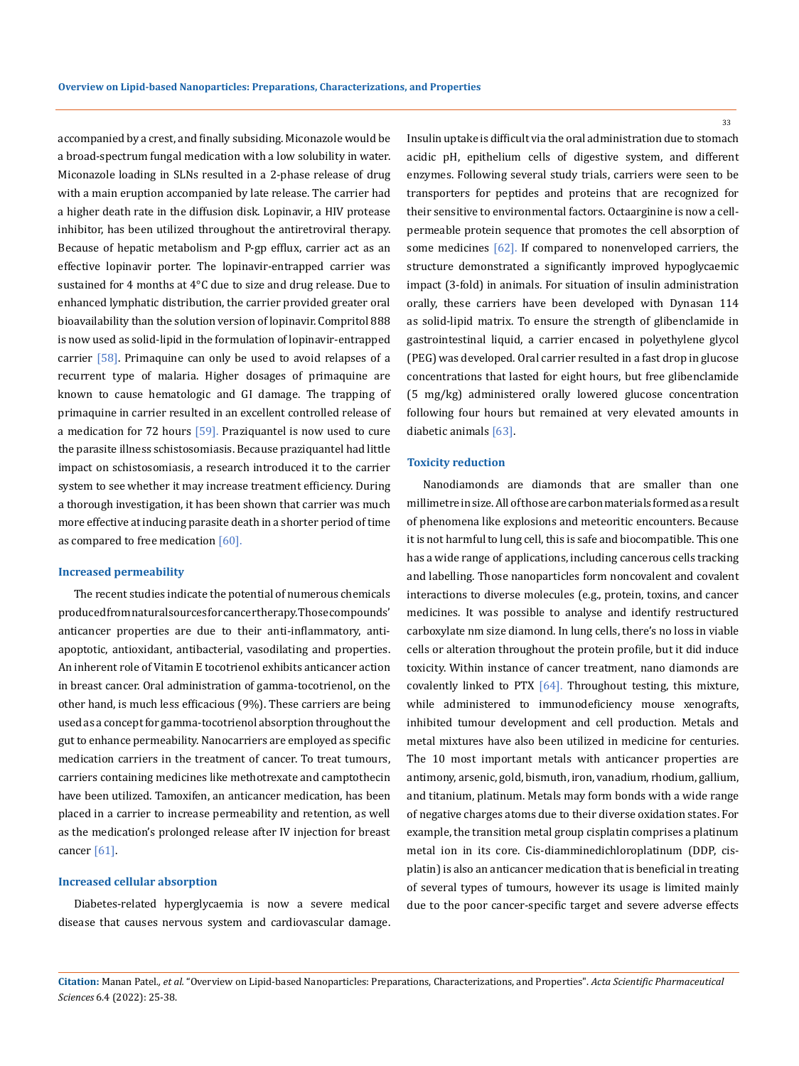accompanied by a crest, and finally subsiding. Miconazole would be a broad-spectrum fungal medication with a low solubility in water. Miconazole loading in SLNs resulted in a 2-phase release of drug with a main eruption accompanied by late release. The carrier had a higher death rate in the diffusion disk. Lopinavir, a HIV protease inhibitor, has been utilized throughout the antiretroviral therapy. Because of hepatic metabolism and P-gp efflux, carrier act as an effective lopinavir porter. The lopinavir-entrapped carrier was sustained for 4 months at 4°C due to size and drug release. Due to enhanced lymphatic distribution, the carrier provided greater oral bioavailability than the solution version of lopinavir. Compritol 888 is now used as solid-lipid in the formulation of lopinavir-entrapped carrier [58]. Primaquine can only be used to avoid relapses of a recurrent type of malaria. Higher dosages of primaquine are known to cause hematologic and GI damage. The trapping of primaquine in carrier resulted in an excellent controlled release of a medication for 72 hours [59]. Praziquantel is now used to cure the parasite illness schistosomiasis. Because praziquantel had little impact on schistosomiasis, a research introduced it to the carrier system to see whether it may increase treatment efficiency. During a thorough investigation, it has been shown that carrier was much more effective at inducing parasite death in a shorter period of time as compared to free medication [60].

### Increased permeability

The recent studies indicate the potential of numerous chemicals produced from natural sources for cancer therapy. Those compounds' anticancer properties are due to their anti-inflammatory, anti-apoptotic, antioxidant, antibacterial, vasodilating and properties. An inherent role of Vitamin E tocotrienol exhibits anticancer action in breast cancer. Oral administration of gamma-tocotrienol, on the other hand, is much less efficacious (9%). These carriers are being used as a concept for gamma-tocotrienol absorption throughout the gut to enhance permeability. Nanocarriers are employed as specific medication carriers in the treatment of cancer. To treat tumours, carriers containing medicines like methotrexate and camptothecin have been utilized. Tamoxifen, an anticancer medication, has been placed in a carrier to increase permeability and retention, as well as the medication's prolonged release after IV injection for breast cancer [61].

### Increased cellular absorption

Diabetes-related hyperglycaemia is now a severe medical disease that causes nervous system and cardiovascular damage. Insulin uptake is difficult via the oral administration due to stomach acidic pH, epithelium cells of digestive system, and different enzymes. Following several study trials, carriers were seen to be transporters for peptides and proteins that are recognized for their sensitive to environmental factors. Octaarginine is now a cell-permeable protein sequence that promotes the cell absorption of some medicines [62]. If compared to nonenveloped carriers, the structure demonstrated a significantly improved hypoglycaemic impact (3-fold) in animals. For situation of insulin administration orally, these carriers have been developed with Dynasan 114 as solid-lipid matrix. To ensure the strength of glibenclamide in gastrointestinal liquid, a carrier encased in polyethylene glycol (PEG) was developed. Oral carrier resulted in a fast drop in glucose concentrations that lasted for eight hours, but free glibenclamide (5 mg/kg) administered orally lowered glucose concentration following four hours but remained at very elevated amounts in diabetic animals [63].

### Toxicity reduction

Nanodiamonds are diamonds that are smaller than one millimetre in size. All of those are carbon materials formed as a result of phenomena like explosions and meteoritic encounters. Because it is not harmful to lung cell, this is safe and biocompatible. This one has a wide range of applications, including cancerous cells tracking and labelling. Those nanoparticles form noncovalent and covalent interactions to diverse molecules (e.g., protein, toxins, and cancer medicines. It was possible to analyse and identify restructured carboxylate nm size diamond. In lung cells, there's no loss in viable cells or alteration throughout the protein profile, but it did induce toxicity. Within instance of cancer treatment, nano diamonds are covalently linked to PTX [64]. Throughout testing, this mixture, while administered to immunodeficiency mouse xenografts, inhibited tumour development and cell production. Metals and metal mixtures have also been utilized in medicine for centuries. The 10 most important metals with anticancer properties are antimony, arsenic, gold, bismuth, iron, vanadium, rhodium, gallium, and titanium, platinum. Metals may form bonds with a wide range of negative charges atoms due to their diverse oxidation states. For example, the transition metal group cisplatin comprises a platinum metal ion in its core. Cis-diamminedichloroplatinum (DDP, cis-platin) is also an anticancer medication that is beneficial in treating of several types of tumours, however its usage is limited mainly due to the poor cancer-specific target and severe adverse effects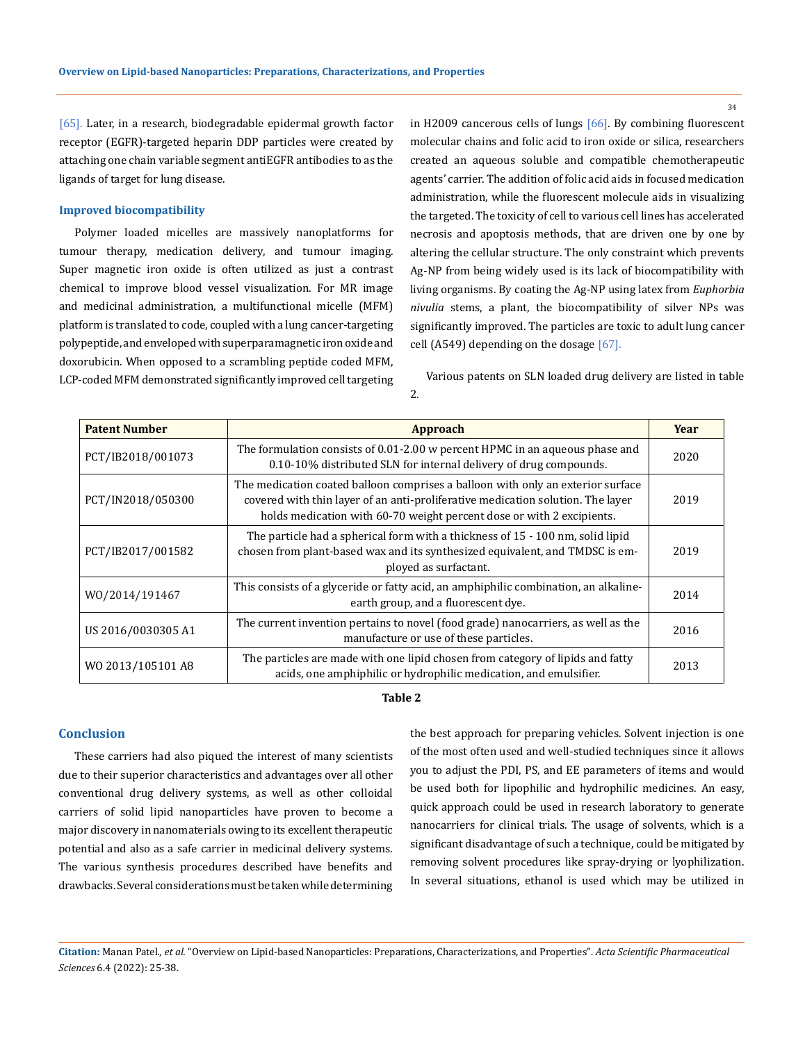[65]. Later, in a research, biodegradable epidermal growth factor receptor (EGFR)-targeted heparin DDP particles were created by attaching one chain variable segment antiEGFR antibodies to as the ligands of target for lung disease.

### Improved biocompatibility

Polymer loaded micelles are massively nanoplatforms for tumour therapy, medication delivery, and tumour imaging. Super magnetic iron oxide is often utilized as just a contrast chemical to improve blood vessel visualization. For MR image and medicinal administration, a multifunctional micelle (MFM) platform is translated to code, coupled with a lung cancer-targeting polypeptide, and enveloped with superparamagnetic iron oxide and doxorubicin. When opposed to a scrambling peptide coded MFM, LCP-coded MFM demonstrated significantly improved cell targeting in H2009 cancerous cells of lungs [66]. By combining fluorescent molecular chains and folic acid to iron oxide or silica, researchers created an aqueous soluble and compatible chemotherapeutic agents' carrier. The addition of folic acid aids in focused medication administration, while the fluorescent molecule aids in visualizing the targeted. The toxicity of cell to various cell lines has accelerated necrosis and apoptosis methods, that are driven one by one by altering the cellular structure. The only constraint which prevents Ag-NP from being widely used is its lack of biocompatibility with living organisms. By coating the Ag-NP using latex from *Euphorbia nivulia* stems, a plant, the biocompatibility of silver NPs was significantly improved. The particles are toxic to adult lung cancer cell (A549) depending on the dosage [67].

Various patents on SLN loaded drug delivery are listed in table 2.

| Patent Number | Approach | Year |
|---|---|---|
| PCT/IB2018/001073 | The formulation consists of 0.01-2.00 w percent HPMC in an aqueous phase and 0.10-10% distributed SLN for internal delivery of drug compounds. | 2020 |
| PCT/IN2018/050300 | The medication coated balloon comprises a balloon with only an exterior surface covered with thin layer of an anti-proliferative medication solution. The layer holds medication with 60-70 weight percent dose or with 2 excipients. | 2019 |
| PCT/IB2017/001582 | The particle had a spherical form with a thickness of 15 - 100 nm, solid lipid chosen from plant-based wax and its synthesized equivalent, and TMDSC is employed as surfactant. | 2019 |
| WO/2014/191467 | This consists of a glyceride or fatty acid, an amphiphilic combination, an alkaline-earth group, and a fluorescent dye. | 2014 |
| US 2016/0030305 A1 | The current invention pertains to novel (food grade) nanocarriers, as well as the manufacture or use of these particles. | 2016 |
| WO 2013/105101 A8 | The particles are made with one lipid chosen from category of lipids and fatty acids, one amphiphilic or hydrophilic medication, and emulsifier. | 2013 |

**Table 2**

## Conclusion

These carriers had also piqued the interest of many scientists due to their superior characteristics and advantages over all other conventional drug delivery systems, as well as other colloidal carriers of solid lipid nanoparticles have proven to become a major discovery in nanomaterials owing to its excellent therapeutic potential and also as a safe carrier in medicinal delivery systems. The various synthesis procedures described have benefits and drawbacks. Several considerations must be taken while determining the best approach for preparing vehicles. Solvent injection is one of the most often used and well-studied techniques since it allows you to adjust the PDI, PS, and EE parameters of items and would be used both for lipophilic and hydrophilic medicines. An easy, quick approach could be used in research laboratory to generate nanocarriers for clinical trials. The usage of solvents, which is a significant disadvantage of such a technique, could be mitigated by removing solvent procedures like spray-drying or lyophilization. In several situations, ethanol is used which may be utilized in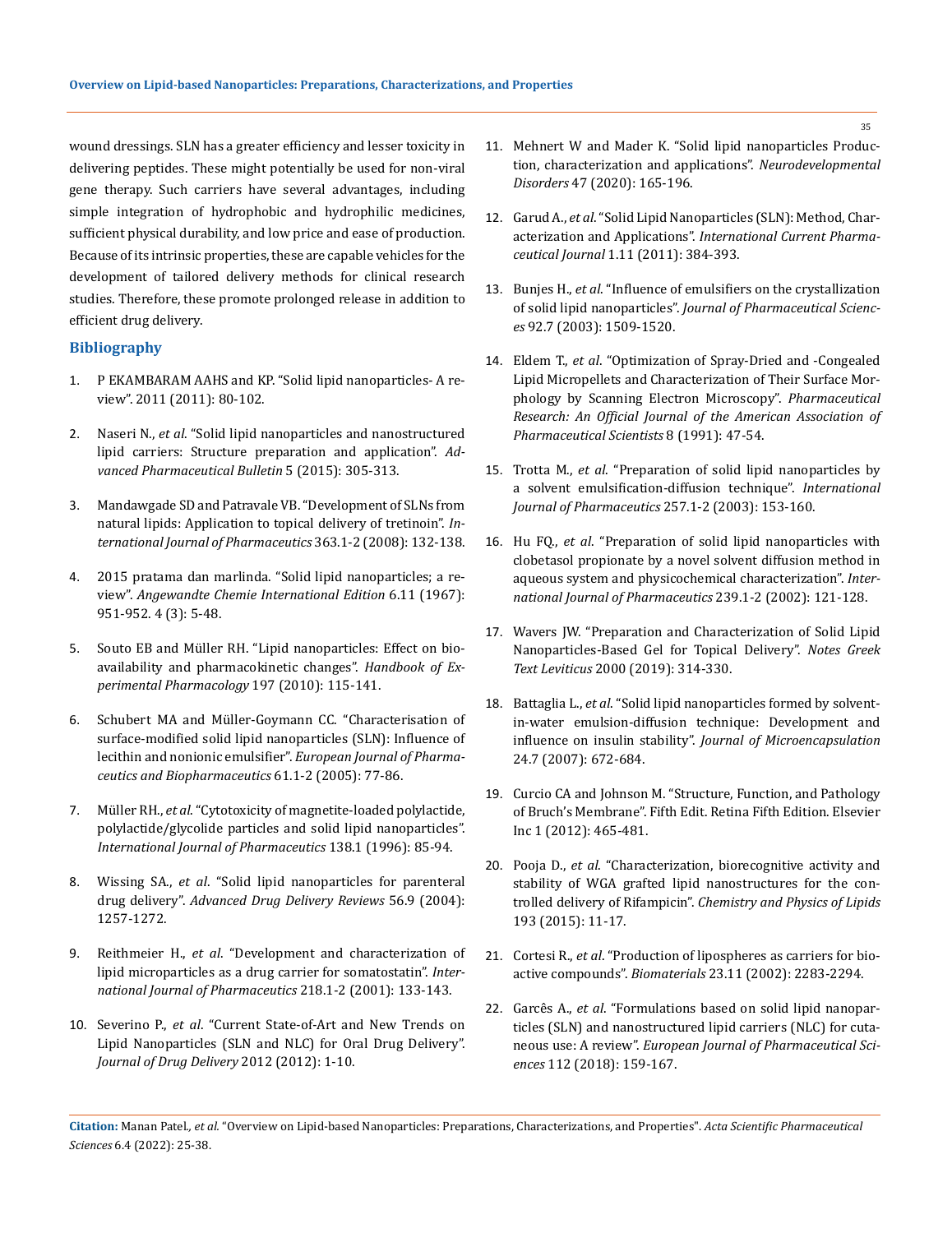wound dressings. SLN has a greater efficiency and lesser toxicity in delivering peptides. These might potentially be used for non-viral gene therapy. Such carriers have several advantages, including simple integration of hydrophobic and hydrophilic medicines, sufficient physical durability, and low price and ease of production. Because of its intrinsic properties, these are capable vehicles for the development of tailored delivery methods for clinical research studies. Therefore, these promote prolonged release in addition to efficient drug delivery.

## Bibliography

1. P EKAMBARAM AAHS and KP. "Solid lipid nanoparticles- A review". 2011 (2011): 80-102.
2. Naseri N., *et al*. "Solid lipid nanoparticles and nanostructured lipid carriers: Structure preparation and application". *Advanced Pharmaceutical Bulletin* 5 (2015): 305-313.
3. Mandawgade SD and Patravale VB. "Development of SLNs from natural lipids: Application to topical delivery of tretinoin". *International Journal of Pharmaceutics* 363.1-2 (2008): 132-138.
4. 2015 pratama dan marlinda. "Solid lipid nanoparticles; a review". *Angewandte Chemie International Edition* 6.11 (1967): 951-952. 4 (3): 5-48.
5. Souto EB and Müller RH. "Lipid nanoparticles: Effect on bioavailability and pharmacokinetic changes". *Handbook of Experimental Pharmacology* 197 (2010): 115-141.
6. Schubert MA and Müller-Goymann CC. "Characterisation of surface-modified solid lipid nanoparticles (SLN): Influence of lecithin and nonionic emulsifier". *European Journal of Pharmaceutics and Biopharmaceutics* 61.1-2 (2005): 77-86.
7. Müller RH., *et al*. "Cytotoxicity of magnetite-loaded polylactide, polylactide/glycolide particles and solid lipid nanoparticles". *International Journal of Pharmaceutics* 138.1 (1996): 85-94.
8. Wissing SA., *et al*. "Solid lipid nanoparticles for parenteral drug delivery". *Advanced Drug Delivery Reviews* 56.9 (2004): 1257-1272.
9. Reithmeier H., *et al*. "Development and characterization of lipid microparticles as a drug carrier for somatostatin". *International Journal of Pharmaceutics* 218.1-2 (2001): 133-143.
10. Severino P., *et al*. "Current State-of-Art and New Trends on Lipid Nanoparticles (SLN and NLC) for Oral Drug Delivery". *Journal of Drug Delivery* 2012 (2012): 1-10.
11. Mehnert W and Mader K. "Solid lipid nanoparticles Production, characterization and applications". *Neurodevelopmental Disorders* 47 (2020): 165-196.
12. Garud A., *et al*. "Solid Lipid Nanoparticles (SLN): Method, Characterization and Applications". *International Current Pharmaceutical Journal* 1.11 (2011): 384-393.
13. Bunjes H., *et al*. "Influence of emulsifiers on the crystallization of solid lipid nanoparticles". *Journal of Pharmaceutical Sciences* 92.7 (2003): 1509-1520.
14. Eldem T., *et al*. "Optimization of Spray-Dried and -Congealed Lipid Micropellets and Characterization of Their Surface Morphology by Scanning Electron Microscopy". *Pharmaceutical Research: An Official Journal of the American Association of Pharmaceutical Scientists* 8 (1991): 47-54.
15. Trotta M., *et al*. "Preparation of solid lipid nanoparticles by a solvent emulsification-diffusion technique". *International Journal of Pharmaceutics* 257.1-2 (2003): 153-160.
16. Hu FQ., *et al*. "Preparation of solid lipid nanoparticles with clobetasol propionate by a novel solvent diffusion method in aqueous system and physicochemical characterization". *International Journal of Pharmaceutics* 239.1-2 (2002): 121-128.
17. Wavers JW. "Preparation and Characterization of Solid Lipid Nanoparticles-Based Gel for Topical Delivery". *Notes Greek Text Leviticus* 2000 (2019): 314-330.
18. Battaglia L., *et al*. "Solid lipid nanoparticles formed by solvent-in-water emulsion-diffusion technique: Development and influence on insulin stability". *Journal of Microencapsulation* 24.7 (2007): 672-684.
19. Curcio CA and Johnson M. "Structure, Function, and Pathology of Bruch's Membrane". Fifth Edit. Retina Fifth Edition. Elsevier Inc 1 (2012): 465-481.
20. Pooja D., *et al*. "Characterization, biorecognitive activity and stability of WGA grafted lipid nanostructures for the controlled delivery of Rifampicin". *Chemistry and Physics of Lipids* 193 (2015): 11-17.
21. Cortesi R., *et al*. "Production of lipospheres as carriers for bioactive compounds". *Biomaterials* 23.11 (2002): 2283-2294.
22. Garcês A., *et al*. "Formulations based on solid lipid nanoparticles (SLN) and nanostructured lipid carriers (NLC) for cutaneous use: A review". *European Journal of Pharmaceutical Sciences* 112 (2018): 159-167.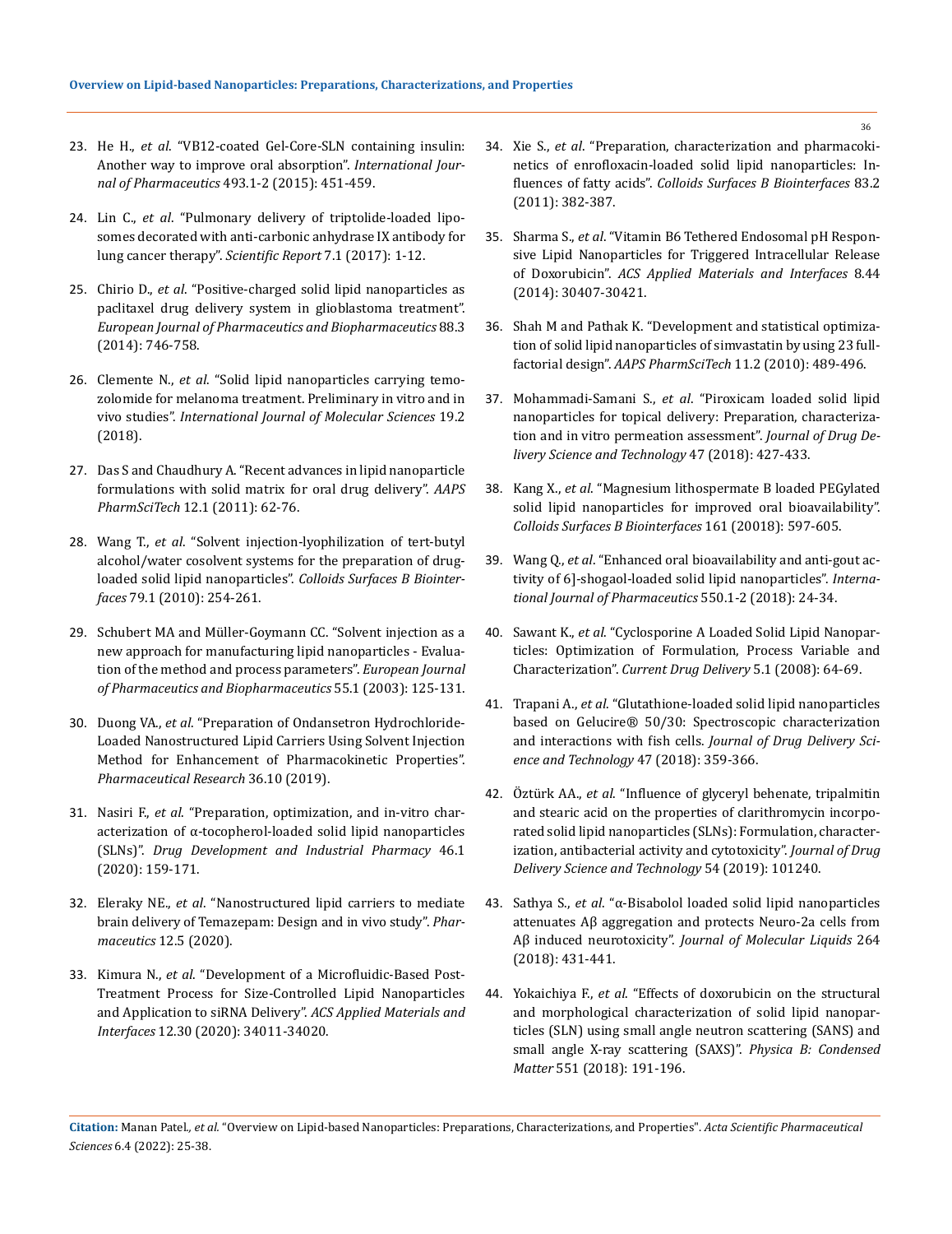23. He H., *et al*. "VB12-coated Gel-Core-SLN containing insulin: Another way to improve oral absorption". *International Journal of Pharmaceutics* 493.1-2 (2015): 451-459.

24. Lin C., *et al*. "Pulmonary delivery of triptolide-loaded liposomes decorated with anti-carbonic anhydrase IX antibody for lung cancer therapy". *Scientific Report* 7.1 (2017): 1-12.

25. Chirio D., *et al*. "Positive-charged solid lipid nanoparticles as paclitaxel drug delivery system in glioblastoma treatment". *European Journal of Pharmaceutics and Biopharmaceutics* 88.3 (2014): 746-758.

26. Clemente N., *et al*. "Solid lipid nanoparticles carrying temozolomide for melanoma treatment. Preliminary in vitro and in vivo studies". *International Journal of Molecular Sciences* 19.2 (2018).

27. Das S and Chaudhury A. "Recent advances in lipid nanoparticle formulations with solid matrix for oral drug delivery". *AAPS PharmSciTech* 12.1 (2011): 62-76.

28. Wang T., *et al*. "Solvent injection-lyophilization of tert-butyl alcohol/water cosolvent systems for the preparation of drug-loaded solid lipid nanoparticles". *Colloids Surfaces B Biointerfaces* 79.1 (2010): 254-261.

29. Schubert MA and Müller-Goymann CC. "Solvent injection as a new approach for manufacturing lipid nanoparticles - Evaluation of the method and process parameters". *European Journal of Pharmaceutics and Biopharmaceutics* 55.1 (2003): 125-131.

30. Duong VA., *et al*. "Preparation of Ondansetron Hydrochloride-Loaded Nanostructured Lipid Carriers Using Solvent Injection Method for Enhancement of Pharmacokinetic Properties". *Pharmaceutical Research* 36.10 (2019).

31. Nasiri F., *et al*. "Preparation, optimization, and in-vitro characterization of α-tocopherol-loaded solid lipid nanoparticles (SLNs)". *Drug Development and Industrial Pharmacy* 46.1 (2020): 159-171.

32. Eleraky NE., *et al*. "Nanostructured lipid carriers to mediate brain delivery of Temazepam: Design and in vivo study". *Pharmaceutics* 12.5 (2020).

33. Kimura N., *et al*. "Development of a Microfluidic-Based Post-Treatment Process for Size-Controlled Lipid Nanoparticles and Application to siRNA Delivery". *ACS Applied Materials and Interfaces* 12.30 (2020): 34011-34020.

34. Xie S., *et al*. "Preparation, characterization and pharmacokinetics of enrofloxacin-loaded solid lipid nanoparticles: Influences of fatty acids". *Colloids Surfaces B Biointerfaces* 83.2 (2011): 382-387.

35. Sharma S., *et al*. "Vitamin B6 Tethered Endosomal pH Responsive Lipid Nanoparticles for Triggered Intracellular Release of Doxorubicin". *ACS Applied Materials and Interfaces* 8.44 (2014): 30407-30421.

36. Shah M and Pathak K. "Development and statistical optimization of solid lipid nanoparticles of simvastatin by using 23 full-factorial design". *AAPS PharmSciTech* 11.2 (2010): 489-496.

37. Mohammadi-Samani S., *et al*. "Piroxicam loaded solid lipid nanoparticles for topical delivery: Preparation, characterization and in vitro permeation assessment". *Journal of Drug Delivery Science and Technology* 47 (2018): 427-433.

38. Kang X., *et al*. "Magnesium lithospermate B loaded PEGylated solid lipid nanoparticles for improved oral bioavailability". *Colloids Surfaces B Biointerfaces* 161 (20018): 597-605.

39. Wang Q., *et al*. "Enhanced oral bioavailability and anti-gout activity of 6]-shogaol-loaded solid lipid nanoparticles". *International Journal of Pharmaceutics* 550.1-2 (2018): 24-34.

40. Sawant K., *et al*. "Cyclosporine A Loaded Solid Lipid Nanoparticles: Optimization of Formulation, Process Variable and Characterization". *Current Drug Delivery* 5.1 (2008): 64-69.

41. Trapani A., *et al*. "Glutathione-loaded solid lipid nanoparticles based on Gelucire® 50/30: Spectroscopic characterization and interactions with fish cells. *Journal of Drug Delivery Science and Technology* 47 (2018): 359-366.

42. Öztürk AA., *et al*. "Influence of glyceryl behenate, tripalmitin and stearic acid on the properties of clarithromycin incorporated solid lipid nanoparticles (SLNs): Formulation, characterization, antibacterial activity and cytotoxicity". *Journal of Drug Delivery Science and Technology* 54 (2019): 101240.

43. Sathya S., *et al*. "α-Bisabolol loaded solid lipid nanoparticles attenuates Aβ aggregation and protects Neuro-2a cells from Aβ induced neurotoxicity". *Journal of Molecular Liquids* 264 (2018): 431-441.

44. Yokaichiya F., *et al*. "Effects of doxorubicin on the structural and morphological characterization of solid lipid nanoparticles (SLN) using small angle neutron scattering (SANS) and small angle X-ray scattering (SAXS)". *Physica B: Condensed Matter* 551 (2018): 191-196.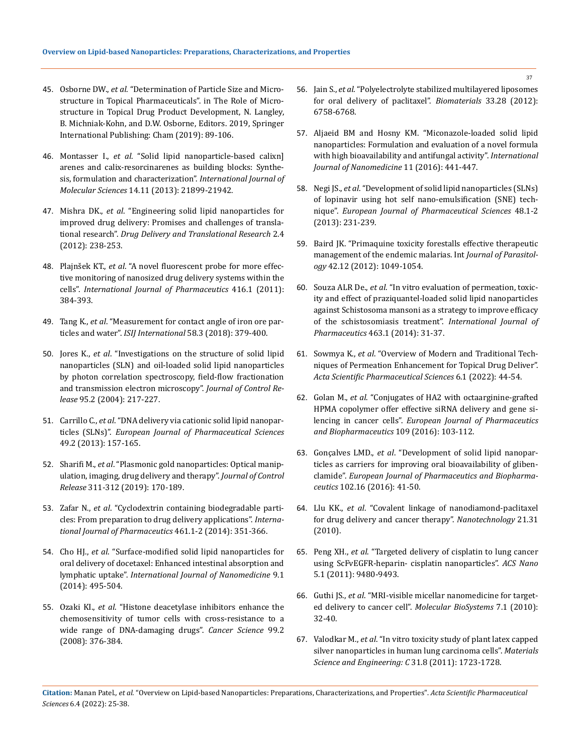45. Osborne DW., *et al*. "Determination of Particle Size and Microstructure in Topical Pharmaceuticals". in The Role of Microstructure in Topical Drug Product Development, N. Langley, B. Michniak-Kohn, and D.W. Osborne, Editors. 2019, Springer International Publishing: Cham (2019): 89-106.

46. Montasser I., *et al*. "Solid lipid nanoparticle-based calixn] arenes and calix-resorcinarenes as building blocks: Synthesis, formulation and characterization". *International Journal of Molecular Sciences* 14.11 (2013): 21899-21942.

47. Mishra DK., *et al*. "Engineering solid lipid nanoparticles for improved drug delivery: Promises and challenges of translational research". *Drug Delivery and Translational Research* 2.4 (2012): 238-253.

48. Plajnšek KT., *et al*. "A novel fluorescent probe for more effective monitoring of nanosized drug delivery systems within the cells". *International Journal of Pharmaceutics* 416.1 (2011): 384-393.

49. Tang K., *et al*. "Measurement for contact angle of iron ore particles and water". *ISIJ International* 58.3 (2018): 379-400.

50. Jores K., *et al*. "Investigations on the structure of solid lipid nanoparticles (SLN) and oil-loaded solid lipid nanoparticles by photon correlation spectroscopy, field-flow fractionation and transmission electron microscopy". *Journal of Control Release* 95.2 (2004): 217-227.

51. Carrillo C., *et al*. "DNA delivery via cationic solid lipid nanoparticles (SLNs)". *European Journal of Pharmaceutical Sciences* 49.2 (2013): 157-165.

52. Sharifi M., *et al*. "Plasmonic gold nanoparticles: Optical manipulation, imaging, drug delivery and therapy". *Journal of Control Release* 311-312 (2019): 170-189.

53. Zafar N., *et al*. "Cyclodextrin containing biodegradable particles: From preparation to drug delivery applications". *International Journal of Pharmaceutics* 461.1-2 (2014): 351-366.

54. Cho HJ., *et al*. "Surface-modified solid lipid nanoparticles for oral delivery of docetaxel: Enhanced intestinal absorption and lymphatic uptake". *International Journal of Nanomedicine* 9.1 (2014): 495-504.

55. Ozaki KI., *et al*. "Histone deacetylase inhibitors enhance the chemosensitivity of tumor cells with cross-resistance to a wide range of DNA-damaging drugs". *Cancer Science* 99.2 (2008): 376-384.

56. Jain S., *et al*. "Polyelectrolyte stabilized multilayered liposomes for oral delivery of paclitaxel". *Biomaterials* 33.28 (2012): 6758-6768.

57. Aljaeid BM and Hosny KM. "Miconazole-loaded solid lipid nanoparticles: Formulation and evaluation of a novel formula with high bioavailability and antifungal activity". *International Journal of Nanomedicine* 11 (2016): 441-447.

58. Negi JS., *et al*. "Development of solid lipid nanoparticles (SLNs) of lopinavir using hot self nano-emulsification (SNE) technique". *European Journal of Pharmaceutical Sciences* 48.1-2 (2013): 231-239.

59. Baird JK. "Primaquine toxicity forestalls effective therapeutic management of the endemic malarias. Int *Journal of Parasitology* 42.12 (2012): 1049-1054.

60. Souza ALR De., *et al*. "In vitro evaluation of permeation, toxicity and effect of praziquantel-loaded solid lipid nanoparticles against Schistosoma mansoni as a strategy to improve efficacy of the schistosomiasis treatment". *International Journal of Pharmaceutics* 463.1 (2014): 31-37.

61. Sowmya K., *et al*. "Overview of Modern and Traditional Techniques of Permeation Enhancement for Topical Drug Deliver". *Acta Scientific Pharmaceutical Sciences* 6.1 (2022): 44-54.

62. Golan M., *et al*. "Conjugates of HA2 with octaarginine-grafted HPMA copolymer offer effective siRNA delivery and gene silencing in cancer cells". *European Journal of Pharmaceutics and Biopharmaceutics* 109 (2016): 103-112.

63. Gonçalves LMD., *et al*. "Development of solid lipid nanoparticles as carriers for improving oral bioavailability of glibenclamide". *European Journal of Pharmaceutics and Biopharmaceutics* 102.16 (2016): 41-50.

64. Llu KK., *et al*. "Covalent linkage of nanodiamond-paclitaxel for drug delivery and cancer therapy". *Nanotechnology* 21.31 (2010).

65. Peng XH., *et al*. "Targeted delivery of cisplatin to lung cancer using ScFvEGFR-heparin- cisplatin nanoparticles". *ACS Nano* 5.1 (2011): 9480-9493.

66. Guthi JS., *et al*. "MRI-visible micellar nanomedicine for targeted delivery to cancer cell". *Molecular BioSystems* 7.1 (2010): 32-40.

67. Valodkar M., *et al*. "In vitro toxicity study of plant latex capped silver nanoparticles in human lung carcinoma cells". *Materials Science and Engineering: C* 31.8 (2011): 1723-1728.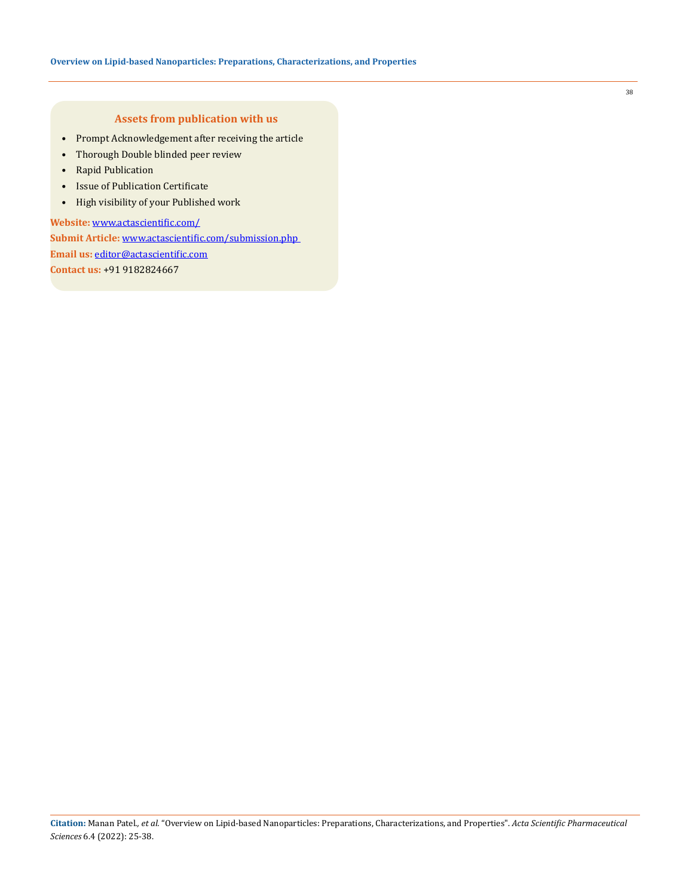### Assets from publication with us

- Prompt Acknowledgement after receiving the article
- Thorough Double blinded peer review
- Rapid Publication
- Issue of Publication Certificate
- High visibility of your Published work

**Website:** www.actascientific.com/
**Submit Article:** www.actascientific.com/submission.php
**Email us:** editor@actascientific.com
**Contact us:** +91 9182824667